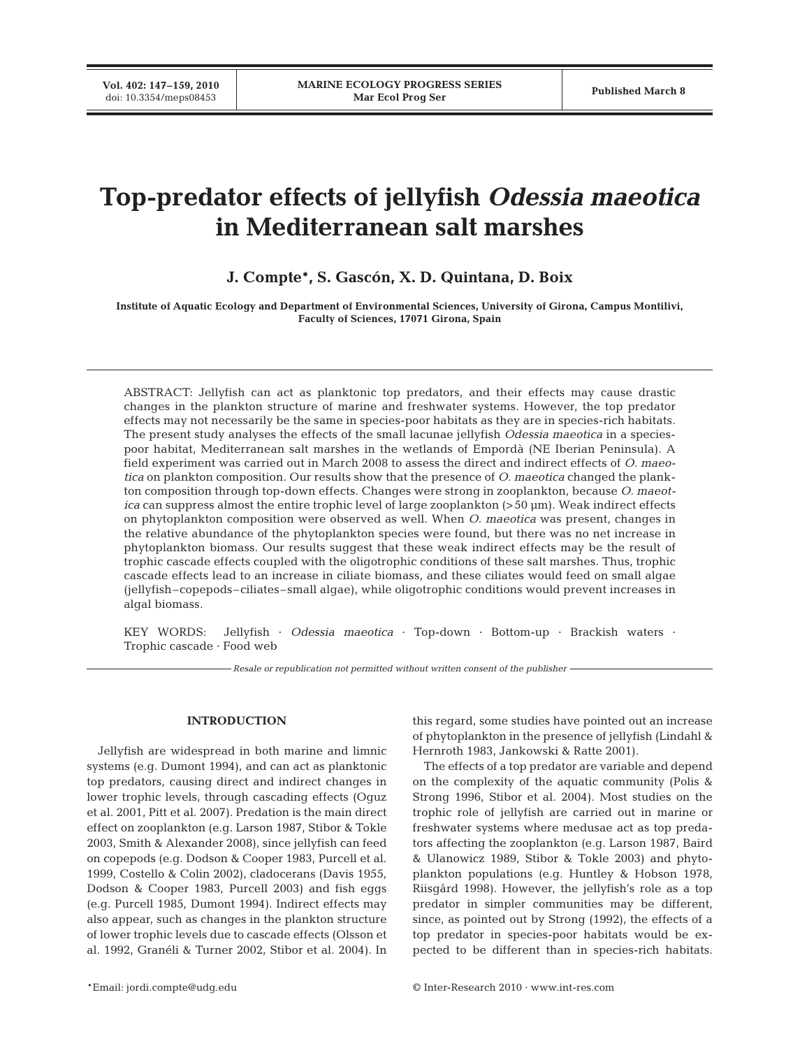# Top-predator effects of jellyfish *Odessia maeotica* in Mediterranean salt marshes

**J. Compte\*, S. Gascón, X. D. Quintana, D. Boix**

**Institute of Aquatic Ecology and Department of Environmental Sciences, University of Girona, Campus Montilivi, Faculty of Sciences, 17071 Girona, Spain**

ABSTRACT: Jellyfish can act as planktonic top predators, and their effects may cause drastic changes in the plankton structure of marine and freshwater systems. However, the top predator effects may not necessarily be the same in species-poor habitats as they are in species-rich habitats. The present study analyses the effects of the small lacunae jellyfish *Odessia maeotica* in a species-poor habitat, Mediterranean salt marshes in the wetlands of Empordà (NE Iberian Peninsula). A field experiment was carried out in March 2008 to assess the direct and indirect effects of *O. maeotica* on plankton composition. Our results show that the presence of *O. maeotica* changed the plankton composition through top-down effects. Changes were strong in zooplankton, because *O. maeotica* can suppress almost the entire trophic level of large zooplankton (>50 µm). Weak indirect effects on phytoplankton composition were observed as well. When *O. maeotica* was present, changes in the relative abundance of the phytoplankton species were found, but there was no net increase in phytoplankton biomass. Our results suggest that these weak indirect effects may be the result of trophic cascade effects coupled with the oligotrophic conditions of these salt marshes. Thus, trophic cascade effects lead to an increase in ciliate biomass, and these ciliates would feed on small algae (jellyfish–copepods–ciliates–small algae), while oligotrophic conditions would prevent increases in algal biomass.

KEY WORDS: Jellyfish · *Odessia maeotica* · Top-down · Bottom-up · Brackish waters · Trophic cascade · Food web

*Resale or republication not permitted without written consent of the publisher*

## INTRODUCTION

Jellyfish are widespread in both marine and limnic systems (e.g. Dumont 1994), and can act as planktonic top predators, causing direct and indirect changes in lower trophic levels, through cascading effects (Oguz et al. 2001, Pitt et al. 2007). Predation is the main direct effect on zooplankton (e.g. Larson 1987, Stibor & Tokle 2003, Smith & Alexander 2008), since jellyfish can feed on copepods (e.g. Dodson & Cooper 1983, Purcell et al. 1999, Costello & Colin 2002), cladocerans (Davis 1955, Dodson & Cooper 1983, Purcell 2003) and fish eggs (e.g. Purcell 1985, Dumont 1994). Indirect effects may also appear, such as changes in the plankton structure of lower trophic levels due to cascade effects (Olsson et al. 1992, Granéli & Turner 2002, Stibor et al. 2004). In this regard, some studies have pointed out an increase of phytoplankton in the presence of jellyfish (Lindahl & Hernroth 1983, Jankowski & Ratte 2001).

The effects of a top predator are variable and depend on the complexity of the aquatic community (Polis & Strong 1996, Stibor et al. 2004). Most studies on the trophic role of jellyfish are carried out in marine or freshwater systems where medusae act as top predators affecting the zooplankton (e.g. Larson 1987, Baird & Ulanowicz 1989, Stibor & Tokle 2003) and phytoplankton populations (e.g. Huntley & Hobson 1978, Riisgård 1998). However, the jellyfish's role as a top predator in simpler communities may be different, since, as pointed out by Strong (1992), the effects of a top predator in species-poor habitats would be expected to be different than in species-rich habitats.

\*Email: jordi.compte@udg.edu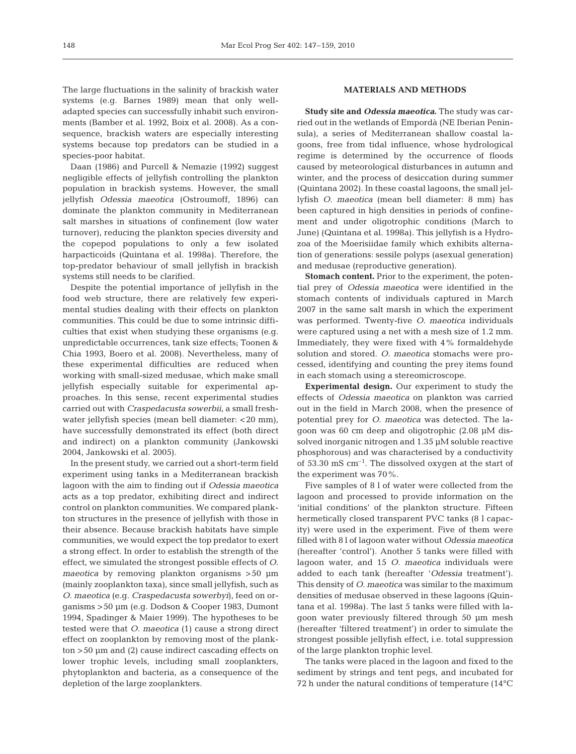The large fluctuations in the salinity of brackish water systems (e.g. Barnes 1989) mean that only well-adapted species can successfully inhabit such environments (Bamber et al. 1992, Boix et al. 2008). As a consequence, brackish waters are especially interesting systems because top predators can be studied in a species-poor habitat.

Daan (1986) and Purcell & Nemazie (1992) suggest negligible effects of jellyfish controlling the plankton population in brackish systems. However, the small jellyfish *Odessia maeotica* (Ostroumoff, 1896) can dominate the plankton community in Mediterranean salt marshes in situations of confinement (low water turnover), reducing the plankton species diversity and the copepod populations to only a few isolated harpacticoids (Quintana et al. 1998a). Therefore, the top-predator behaviour of small jellyfish in brackish systems still needs to be clarified.

Despite the potential importance of jellyfish in the food web structure, there are relatively few experimental studies dealing with their effects on plankton communities. This could be due to some intrinsic difficulties that exist when studying these organisms (e.g. unpredictable occurrences, tank size effects; Toonen & Chia 1993, Boero et al. 2008). Nevertheless, many of these experimental difficulties are reduced when working with small-sized medusae, which make small jellyfish especially suitable for experimental approaches. In this sense, recent experimental studies carried out with *Craspedacusta sowerbii*, a small freshwater jellyfish species (mean bell diameter: <20 mm), have successfully demonstrated its effect (both direct and indirect) on a plankton community (Jankowski 2004, Jankowski et al. 2005).

In the present study, we carried out a short-term field experiment using tanks in a Mediterranean brackish lagoon with the aim to finding out if *Odessia maeotica* acts as a top predator, exhibiting direct and indirect control on plankton communities. We compared plankton structures in the presence of jellyfish with those in their absence. Because brackish habitats have simple communities, we would expect the top predator to exert a strong effect. In order to establish the strength of the effect, we simulated the strongest possible effects of *O. maeotica* by removing plankton organisms >50 µm (mainly zooplankton taxa), since small jellyfish, such as *O. maeotica* (e.g. *Craspedacusta sowerbyi*), feed on organisms >50 µm (e.g. Dodson & Cooper 1983, Dumont 1994, Spadinger & Maier 1999). The hypotheses to be tested were that *O. maeotica* (1) cause a strong direct effect on zooplankton by removing most of the plankton >50 µm and (2) cause indirect cascading effects on lower trophic levels, including small zooplankters, phytoplankton and bacteria, as a consequence of the depletion of the large zooplankters.

## MATERIALS AND METHODS

**Study site and *Odessia maeotica*.** The study was carried out in the wetlands of Empordà (NE Iberian Peninsula), a series of Mediterranean shallow coastal lagoons, free from tidal influence, whose hydrological regime is determined by the occurrence of floods caused by meteorological disturbances in autumn and winter, and the process of desiccation during summer (Quintana 2002). In these coastal lagoons, the small jellyfish *O. maeotica* (mean bell diameter: 8 mm) has been captured in high densities in periods of confinement and under oligotrophic conditions (March to June) (Quintana et al. 1998a). This jellyfish is a Hydrozoa of the Moerisiidae family which exhibits alternation of generations: sessile polyps (asexual generation) and medusae (reproductive generation).

**Stomach content.** Prior to the experiment, the potential prey of *Odessia maeotica* were identified in the stomach contents of individuals captured in March 2007 in the same salt marsh in which the experiment was performed. Twenty-five *O. maeotica* individuals were captured using a net with a mesh size of 1.2 mm. Immediately, they were fixed with 4% formaldehyde solution and stored. *O. maeotica* stomachs were processed, identifying and counting the prey items found in each stomach using a stereomicroscope.

**Experimental design.** Our experiment to study the effects of *Odessia maeotica* on plankton was carried out in the field in March 2008, when the presence of potential prey for *O. maeotica* was detected. The lagoon was 60 cm deep and oligotrophic (2.08 µM dissolved inorganic nitrogen and 1.35 µM soluble reactive phosphorous) and was characterised by a conductivity of 53.30 mS $cm^{-1}$. The dissolved oxygen at the start of the experiment was 70%.

Five samples of 8 l of water were collected from the lagoon and processed to provide information on the 'initial conditions' of the plankton structure. Fifteen hermetically closed transparent PVC tanks (8 l capacity) were used in the experiment. Five of them were filled with 8 l of lagoon water without *Odessia maeotica* (hereafter 'control'). Another 5 tanks were filled with lagoon water, and 15 *O. maeotica* individuals were added to each tank (hereafter '*Odessia* treatment'). This density of *O. maeotica* was similar to the maximum densities of medusae observed in these lagoons (Quintana et al. 1998a). The last 5 tanks were filled with lagoon water previously filtered through 50 µm mesh (hereafter 'filtered treatment') in order to simulate the strongest possible jellyfish effect, i.e. total suppression of the large plankton trophic level.

The tanks were placed in the lagoon and fixed to the sediment by strings and tent pegs, and incubated for 72 h under the natural conditions of temperature (14°C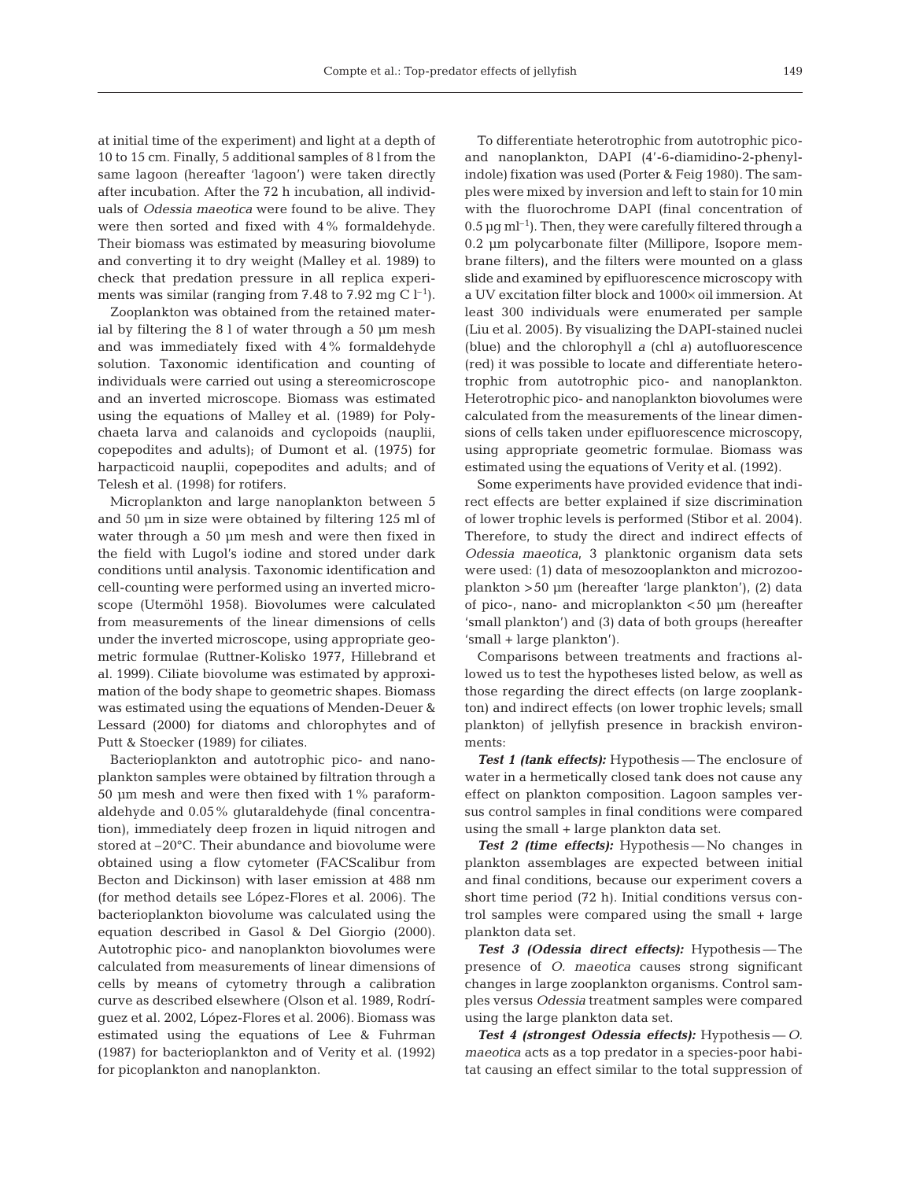at initial time of the experiment) and light at a depth of 10 to 15 cm. Finally, 5 additional samples of 8 l from the same lagoon (hereafter 'lagoon') were taken directly after incubation. After the 72 h incubation, all individuals of *Odessia maeotica* were found to be alive. They were then sorted and fixed with 4% formaldehyde. Their biomass was estimated by measuring biovolume and converting it to dry weight (Malley et al. 1989) to check that predation pressure in all replica experiments was similar (ranging from 7.48 to 7.92 mg C $l^{-1}$).

Zooplankton was obtained from the retained material by filtering the 8 l of water through a 50 µm mesh and was immediately fixed with 4% formaldehyde solution. Taxonomic identification and counting of individuals were carried out using a stereomicroscope and an inverted microscope. Biomass was estimated using the equations of Malley et al. (1989) for Polychaeta larva and calanoids and cyclopoids (nauplii, copepodites and adults); of Dumont et al. (1975) for harpacticoid nauplii, copepodites and adults; and of Telesh et al. (1998) for rotifers.

Microplankton and large nanoplankton between 5 and 50 µm in size were obtained by filtering 125 ml of water through a 50 µm mesh and were then fixed in the field with Lugol's iodine and stored under dark conditions until analysis. Taxonomic identification and cell-counting were performed using an inverted microscope (Utermöhl 1958). Biovolumes were calculated from measurements of the linear dimensions of cells under the inverted microscope, using appropriate geometric formulae (Ruttner-Kolisko 1977, Hillebrand et al. 1999). Ciliate biovolume was estimated by approximation of the body shape to geometric shapes. Biomass was estimated using the equations of Menden-Deuer & Lessard (2000) for diatoms and chlorophytes and of Putt & Stoecker (1989) for ciliates.

Bacterioplankton and autotrophic pico- and nanoplankton samples were obtained by filtration through a 50 µm mesh and were then fixed with 1% paraformaldehyde and 0.05% glutaraldehyde (final concentration), immediately deep frozen in liquid nitrogen and stored at –20°C. Their abundance and biovolume were obtained using a flow cytometer (FACScalibur from Becton and Dickinson) with laser emission at 488 nm (for method details see López-Flores et al. 2006). The bacterioplankton biovolume was calculated using the equation described in Gasol & Del Giorgio (2000). Autotrophic pico- and nanoplankton biovolumes were calculated from measurements of linear dimensions of cells by means of cytometry through a calibration curve as described elsewhere (Olson et al. 1989, Rodríguez et al. 2002, López-Flores et al. 2006). Biomass was estimated using the equations of Lee & Fuhrman (1987) for bacterioplankton and of Verity et al. (1992) for picoplankton and nanoplankton.

To differentiate heterotrophic from autotrophic pico- and nanoplankton, DAPI (4'-6-diamidino-2-phenylindole) fixation was used (Porter & Feig 1980). The samples were mixed by inversion and left to stain for 10 min with the fluorochrome DAPI (final concentration of 0.5 µg $ml^{-1}$). Then, they were carefully filtered through a 0.2 µm polycarbonate filter (Millipore, Isopore membrane filters), and the filters were mounted on a glass slide and examined by epifluorescence microscopy with a UV excitation filter block and 1000× oil immersion. At least 300 individuals were enumerated per sample (Liu et al. 2005). By visualizing the DAPI-stained nuclei (blue) and the chlorophyll *a* (chl *a*) autofluorescence (red) it was possible to locate and differentiate heterotrophic from autotrophic pico- and nanoplankton. Heterotrophic pico- and nanoplankton biovolumes were calculated from the measurements of the linear dimensions of cells taken under epifluorescence microscopy, using appropriate geometric formulae. Biomass was estimated using the equations of Verity et al. (1992).

Some experiments have provided evidence that indirect effects are better explained if size discrimination of lower trophic levels is performed (Stibor et al. 2004). Therefore, to study the direct and indirect effects of *Odessia maeotica*, 3 planktonic organism data sets were used: (1) data of mesozooplankton and microzooplankton >50 µm (hereafter 'large plankton'), (2) data of pico-, nano- and microplankton <50 µm (hereafter 'small plankton') and (3) data of both groups (hereafter 'small + large plankton').

Comparisons between treatments and fractions allowed us to test the hypotheses listed below, as well as those regarding the direct effects (on large zooplankton) and indirect effects (on lower trophic levels; small plankton) of jellyfish presence in brackish environments:

***Test 1 (tank effects):*** Hypothesis — The enclosure of water in a hermetically closed tank does not cause any effect on plankton composition. Lagoon samples versus control samples in final conditions were compared using the small + large plankton data set.

***Test 2 (time effects):*** Hypothesis — No changes in plankton assemblages are expected between initial and final conditions, because our experiment covers a short time period (72 h). Initial conditions versus control samples were compared using the small + large plankton data set.

***Test 3 (Odessia direct effects):*** Hypothesis — The presence of *O. maeotica* causes strong significant changes in large zooplankton organisms. Control samples versus *Odessia* treatment samples were compared using the large plankton data set.

***Test 4 (strongest Odessia effects):*** Hypothesis — *O. maeotica* acts as a top predator in a species-poor habitat causing an effect similar to the total suppression of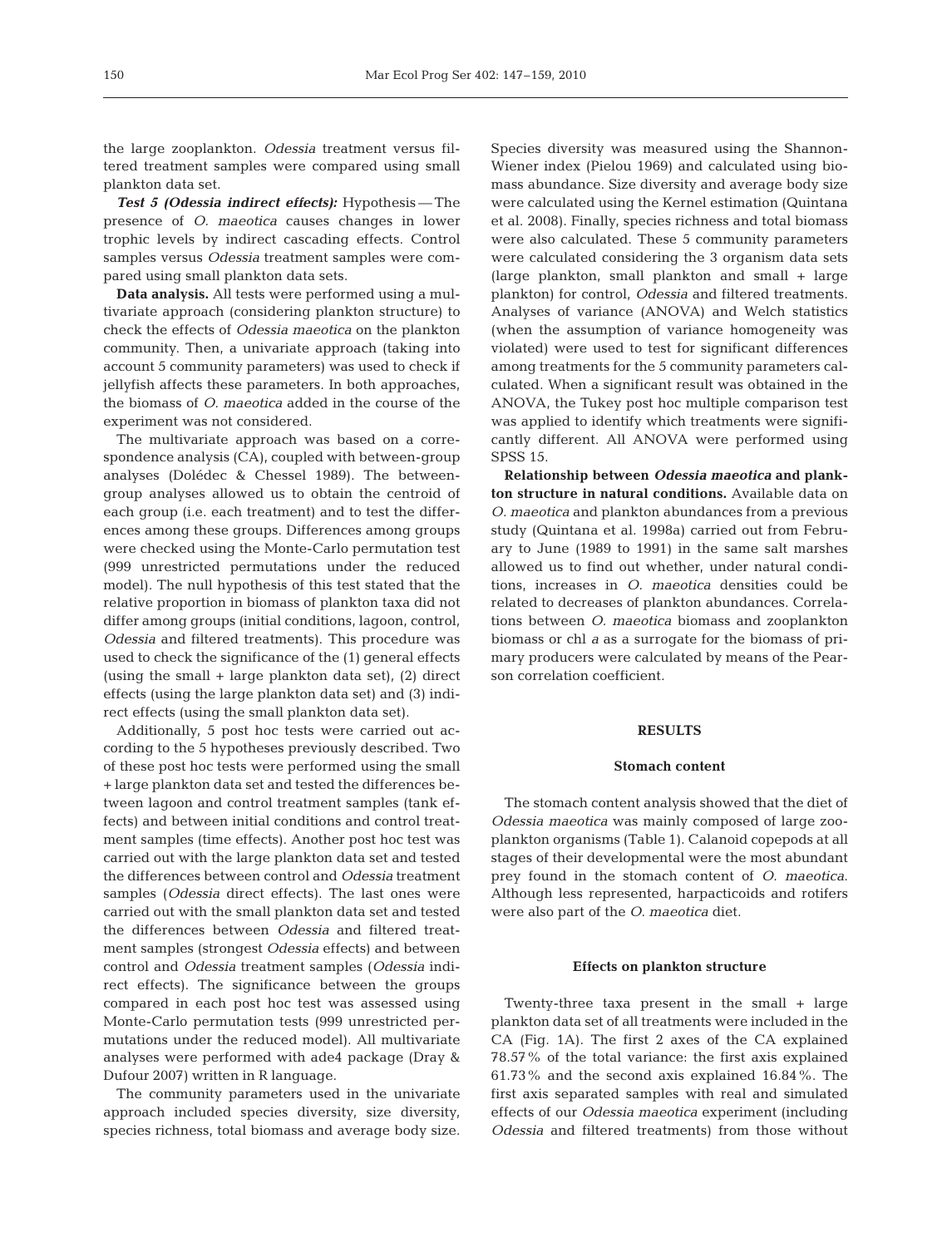the large zooplankton. *Odessia* treatment versus filtered treatment samples were compared using small plankton data set.

***Test 5 (Odessia indirect effects):*** Hypothesis — The presence of *O. maeotica* causes changes in lower trophic levels by indirect cascading effects. Control samples versus *Odessia* treatment samples were compared using small plankton data sets.

**Data analysis.** All tests were performed using a multivariate approach (considering plankton structure) to check the effects of *Odessia maeotica* on the plankton community. Then, a univariate approach (taking into account 5 community parameters) was used to check if jellyfish affects these parameters. In both approaches, the biomass of *O. maeotica* added in the course of the experiment was not considered.

The multivariate approach was based on a correspondence analysis (CA), coupled with between-group analyses (Dolédec & Chessel 1989). The between-group analyses allowed us to obtain the centroid of each group (i.e. each treatment) and to test the differences among these groups. Differences among groups were checked using the Monte-Carlo permutation test (999 unrestricted permutations under the reduced model). The null hypothesis of this test stated that the relative proportion in biomass of plankton taxa did not differ among groups (initial conditions, lagoon, control, *Odessia* and filtered treatments). This procedure was used to check the significance of the (1) general effects (using the small + large plankton data set), (2) direct effects (using the large plankton data set) and (3) indirect effects (using the small plankton data set).

Additionally, 5 post hoc tests were carried out according to the 5 hypotheses previously described. Two of these post hoc tests were performed using the small + large plankton data set and tested the differences between lagoon and control treatment samples (tank effects) and between initial conditions and control treatment samples (time effects). Another post hoc test was carried out with the large plankton data set and tested the differences between control and *Odessia* treatment samples (*Odessia* direct effects). The last ones were carried out with the small plankton data set and tested the differences between *Odessia* and filtered treatment samples (strongest *Odessia* effects) and between control and *Odessia* treatment samples (*Odessia* indirect effects). The significance between the groups compared in each post hoc test was assessed using Monte-Carlo permutation tests (999 unrestricted permutations under the reduced model). All multivariate analyses were performed with ade4 package (Dray & Dufour 2007) written in R language.

The community parameters used in the univariate approach included species diversity, size diversity, species richness, total biomass and average body size. Species diversity was measured using the Shannon-Wiener index (Pielou 1969) and calculated using biomass abundance. Size diversity and average body size were calculated using the Kernel estimation (Quintana et al. 2008). Finally, species richness and total biomass were also calculated. These 5 community parameters were calculated considering the 3 organism data sets (large plankton, small plankton and small + large plankton) for control, *Odessia* and filtered treatments. Analyses of variance (ANOVA) and Welch statistics (when the assumption of variance homogeneity was violated) were used to test for significant differences among treatments for the 5 community parameters calculated. When a significant result was obtained in the ANOVA, the Tukey post hoc multiple comparison test was applied to identify which treatments were significantly different. All ANOVA were performed using SPSS 15.

**Relationship between *Odessia maeotica* and plankton structure in natural conditions.** Available data on *O. maeotica* and plankton abundances from a previous study (Quintana et al. 1998a) carried out from February to June (1989 to 1991) in the same salt marshes allowed us to find out whether, under natural conditions, increases in *O. maeotica* densities could be related to decreases of plankton abundances. Correlations between *O. maeotica* biomass and zooplankton biomass or chl *a* as a surrogate for the biomass of primary producers were calculated by means of the Pearson correlation coefficient.

## RESULTS

### Stomach content

The stomach content analysis showed that the diet of *Odessia maeotica* was mainly composed of large zooplankton organisms (Table 1). Calanoid copepods at all stages of their developmental were the most abundant prey found in the stomach content of *O. maeotica*. Although less represented, harpacticoids and rotifers were also part of the *O. maeotica* diet.

### Effects on plankton structure

Twenty-three taxa present in the small + large plankton data set of all treatments were included in the CA (Fig. 1A). The first 2 axes of the CA explained 78.57% of the total variance: the first axis explained 61.73% and the second axis explained 16.84%. The first axis separated samples with real and simulated effects of our *Odessia maeotica* experiment (including *Odessia* and filtered treatments) from those without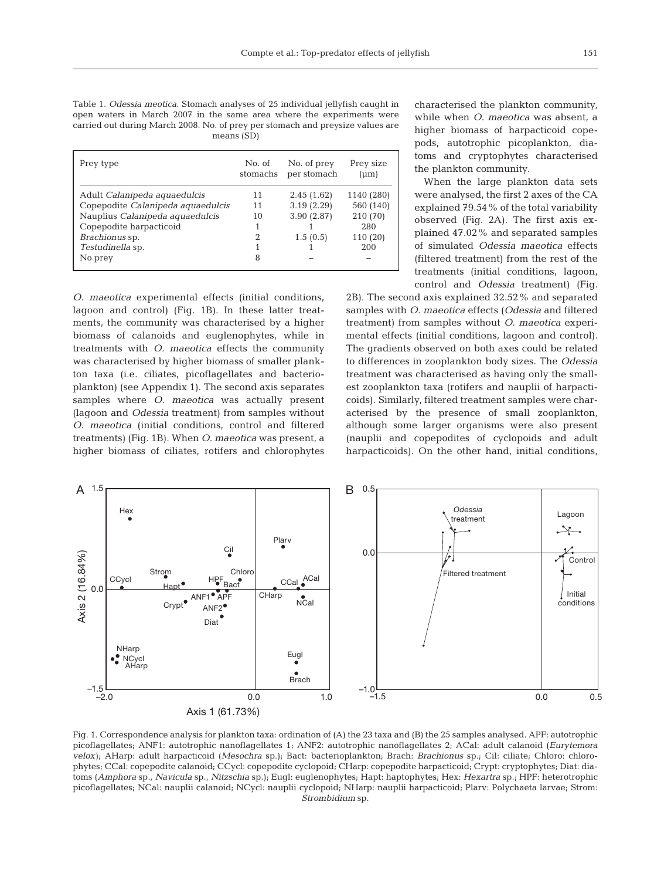Table 1. *Odessia meotica.* Stomach analyses of 25 individual jellyfish caught in open waters in March 2007 in the same area where the experiments were carried out during March 2008. No. of prey per stomach and preysize values are means (SD)

| Prey type | No. of stomachs | No. of prey per stomach | Prey size (µm) |
|---|---|---|---|
| Adult *Calanipeda aquaedulcis* | 11 | 2.45 (1.62) | 1140 (280) |
| Copepodite *Calanipeda aquaedulcis* | 11 | 3.19 (2.29) | 560 (140) |
| Nauplius *Calanipeda aquaedulcis* | 10 | 3.90 (2.87) | 210 (70) |
| Copepodite harpacticoid | 1 | 1 | 280 |
| *Brachionus* sp. | 2 | 1.5 (0.5) | 110 (20) |
| *Testudinella* sp. | 1 | 1 | 200 |
| No prey | 8 | – | – |

*O. maeotica* experimental effects (initial conditions, lagoon and control) (Fig. 1B). In these latter treatments, the community was characterised by a higher biomass of calanoids and euglenophytes, while in treatments with *O. maeotica* effects the community was characterised by higher biomass of smaller plankton taxa (i.e. ciliates, picoflagellates and bacterioplankton) (see Appendix 1). The second axis separates samples where *O. maeotica* was actually present (lagoon and *Odessia* treatment) from samples without *O. maeotica* (initial conditions, control and filtered treatments) (Fig. 1B). When *O. maeotica* was present, a higher biomass of ciliates, rotifers and chlorophytes characterised the plankton community, while when *O. maeotica* was absent, a higher biomass of harpacticoid copepods, autotrophic picoplankton, diatoms and cryptophytes characterised the plankton community.

When the large plankton data sets were analysed, the first 2 axes of the CA explained 79.54% of the total variability observed (Fig. 2A). The first axis explained 47.02% and separated samples of simulated *Odessia maeotica* effects (filtered treatment) from the rest of the treatments (initial conditions, lagoon, control and *Odessia* treatment) (Fig. 2B). The second axis explained 32.52% and separated samples with *O. maeotica* effects (*Odessia* and filtered treatment) from samples without *O. maeotica* experimental effects (initial conditions, lagoon and control). The gradients observed on both axes could be related to differences in zooplankton body sizes. The *Odessia* treatment was characterised as having only the smallest zooplankton taxa (rotifers and nauplii of harpacticoids). Similarly, filtered treatment samples were characterised by the presence of small zooplankton, although some larger organisms were also present (nauplii and copepodites of cyclopoids and adult harpacticoids). On the other hand, initial conditions,

Fig. 1. Correspondence analysis for plankton taxa: ordination of (A) the 23 taxa and (B) the 25 samples analysed. APF: autotrophic picoflagellates; ANF1: autotrophic nanoflagellates 1; ANF2: autotrophic nanoflagellates 2; ACal: adult calanoid (*Eurytemora velox*); AHarp: adult harpacticoid (*Mesochra* sp.); Bact: bacterioplankton; Brach: *Brachionus* sp.; Cil: ciliate; Chloro: chlorophytes; CCal: copepodite calanoid; CCycl: copepodite cyclopoid; CHarp: copepodite harpacticoid; Crypt: cryptophytes; Diat: diatoms (*Amphora* sp., *Navicula* sp., *Nitzschia* sp.); Eugl: euglenophytes; Hapt: haptophytes; Hex: *Hexartra* sp.; HPF: heterotrophic picoflagellates; NCal: nauplii calanoid; NCycl: nauplii cyclopoid; NHarp: nauplii harpacticoid; Plarv: Polychaeta larvae; Strom: *Strombidium* sp.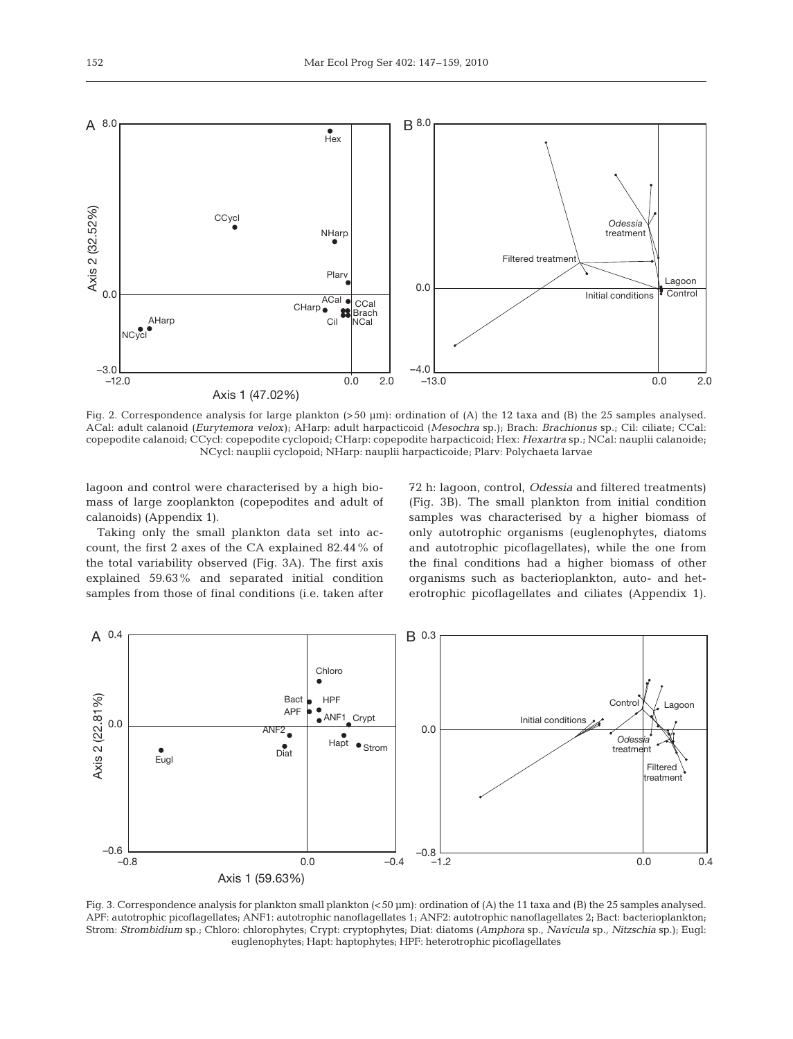Fig. 2. Correspondence analysis for large plankton (>50 µm): ordination of (A) the 12 taxa and (B) the 25 samples analysed. ACal: adult calanoid (*Eurytemora velox*); AHarp: adult harpacticoid (*Mesochra* sp.); Brach: *Brachionus* sp.; Cil: ciliate; CCal: copepodite calanoid; CCycl: copepodite cyclopoid; CHarp: copepodite harpacticoid; Hex: *Hexartra* sp.; NCal: nauplii calanoide; NCycl: nauplii cyclopoid; NHarp: nauplii harpacticoide; Plarv: Polychaeta larvae

lagoon and control were characterised by a high biomass of large zooplankton (copepodites and adult of calanoids) (Appendix 1).

Taking only the small plankton data set into account, the first 2 axes of the CA explained 82.44% of the total variability observed (Fig. 3A). The first axis explained 59.63% and separated initial condition samples from those of final conditions (i.e. taken after 72 h: lagoon, control, *Odessia* and filtered treatments) (Fig. 3B). The small plankton from initial condition samples was characterised by a higher biomass of only autotrophic organisms (euglenophytes, diatoms and autotrophic picoflagellates), while the one from the final conditions had a higher biomass of other organisms such as bacterioplankton, auto- and heterotrophic picoflagellates and ciliates (Appendix 1).

Fig. 3. Correspondence analysis for plankton small plankton (<50 µm): ordination of (A) the 11 taxa and (B) the 25 samples analysed. APF: autotrophic picoflagellates; ANF1: autotrophic nanoflagellates 1; ANF2: autotrophic nanoflagellates 2; Bact: bacterioplankton; Strom: *Strombidium* sp.; Chloro: chlorophytes; Crypt: cryptophytes; Diat: diatoms (*Amphora* sp., *Navicula* sp., *Nitzschia* sp.); Eugl: euglenophytes; Hapt: haptophytes; HPF: heterotrophic picoflagellates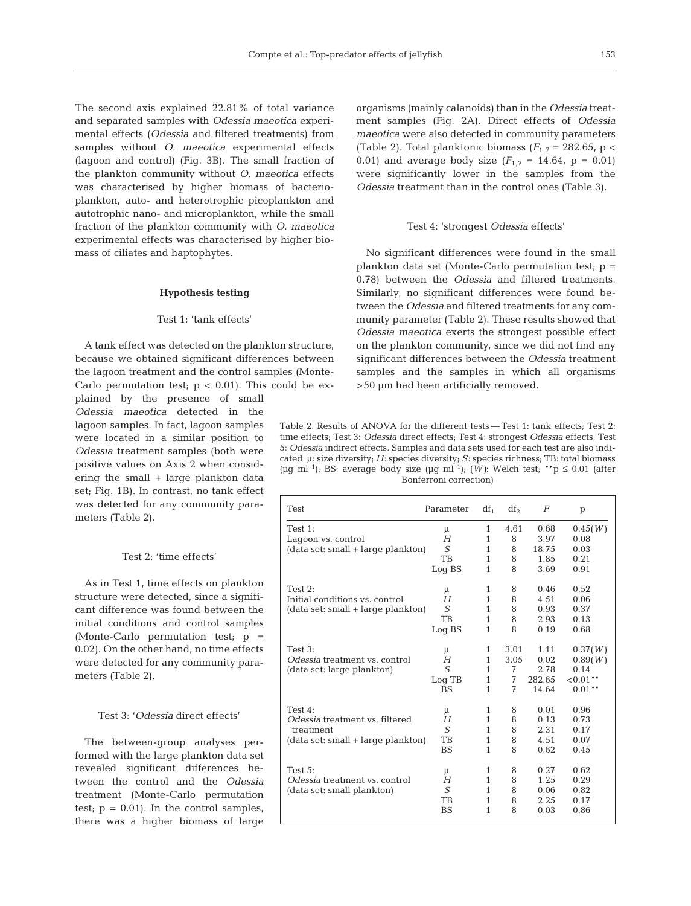The second axis explained 22.81% of total variance and separated samples with *Odessia maeotica* experimental effects (*Odessia* and filtered treatments) from samples without *O. maeotica* experimental effects (lagoon and control) (Fig. 3B). The small fraction of the plankton community without *O. maeotica* effects was characterised by higher biomass of bacterioplankton, auto- and heterotrophic picoplankton and autotrophic nano- and microplankton, while the small fraction of the plankton community with *O. maeotica* experimental effects was characterised by higher biomass of ciliates and haptophytes.

## Hypothesis testing

### Test 1: 'tank effects'

A tank effect was detected on the plankton structure, because we obtained significant differences between the lagoon treatment and the control samples (Monte-Carlo permutation test; $p < 0.01$). This could be explained by the presence of small *Odessia maeotica* detected in the lagoon samples. In fact, lagoon samples were located in a similar position to *Odessia* treatment samples (both were positive values on Axis 2 when considering the small + large plankton data set; Fig. 1B). In contrast, no tank effect was detected for any community parameters (Table 2).

### Test 2: 'time effects'

As in Test 1, time effects on plankton structure were detected, since a significant difference was found between the initial conditions and control samples (Monte-Carlo permutation test; $p = 0.02$). On the other hand, no time effects were detected for any community parameters (Table 2).

### Test 3: '*Odessia* direct effects'

The between-group analyses performed with the large plankton data set revealed significant differences between the control and the *Odessia* treatment (Monte-Carlo permutation test; $p = 0.01$). In the control samples, there was a higher biomass of large organisms (mainly calanoids) than in the *Odessia* treatment samples (Fig. 2A). Direct effects of *Odessia maeotica* were also detected in community parameters (Table 2). Total planktonic biomass ($F_{1,7} = 282.65$, $p < 0.01$) and average body size ($F_{1,7} = 14.64$, $p = 0.01$) were significantly lower in the samples from the *Odessia* treatment than in the control ones (Table 3).

### Test 4: 'strongest *Odessia* effects'

No significant differences were found in the small plankton data set (Monte-Carlo permutation test; $p = 0.78$) between the *Odessia* and filtered treatments. Similarly, no significant differences were found between the *Odessia* and filtered treatments for any community parameter (Table 2). These results showed that *Odessia maeotica* exerts the strongest possible effect on the plankton community, since we did not find any significant differences between the *Odessia* treatment samples and the samples in which all organisms >50 µm had been artificially removed.

Table 2. Results of ANOVA for the different tests — Test 1: tank effects; Test 2: time effects; Test 3: *Odessia* direct effects; Test 4: strongest *Odessia* effects; Test 5: *Odessia* indirect effects. Samples and data sets used for each test are also indicated. µ: size diversity; *H*: species diversity; *S*: species richness; TB: total biomass (µg ml$^{-1}$); BS: average body size (µg ml$^{-1}$); (*W*): Welch test; **p ≤ 0.01 (after Bonferroni correction)

| Test | Parameter | $df_1$ | $df_2$ | *F* | p |
|---|---|---|---|---|---|
| Test 1: | µ | 1 | 4.61 | 0.68 | 0.45(*W*) |
| Lagoon vs. control | *H* | 1 | 8 | 3.97 | 0.08 |
| (data set: small + large plankton) | *S* | 1 | 8 | 18.75 | 0.03 |
| | TB | 1 | 8 | 1.85 | 0.21 |
| | Log BS | 1 | 8 | 3.69 | 0.91 |
| Test 2: | µ | 1 | 8 | 0.46 | 0.52 |
| Initial conditions vs. control | *H* | 1 | 8 | 4.51 | 0.06 |
| (data set: small + large plankton) | *S* | 1 | 8 | 0.93 | 0.37 |
| | TB | 1 | 8 | 2.93 | 0.13 |
| | Log BS | 1 | 8 | 0.19 | 0.68 |
| Test 3: | µ | 1 | 3.01 | 1.11 | 0.37(*W*) |
| *Odessia* treatment vs. control | *H* | 1 | 3.05 | 0.02 | 0.89(*W*) |
| (data set: large plankton) | *S* | 1 | 7 | 2.78 | 0.14 |
| | Log TB | 1 | 7 | 282.65 | <0.01** |
| | BS | 1 | 7 | 14.64 | 0.01** |
| Test 4: | µ | 1 | 8 | 0.01 | 0.96 |
| *Odessia* treatment vs. filtered treatment | *H* | 1 | 8 | 0.13 | 0.73 |
| | *S* | 1 | 8 | 2.31 | 0.17 |
| (data set: small + large plankton) | TB | 1 | 8 | 4.51 | 0.07 |
| | BS | 1 | 8 | 0.62 | 0.45 |
| Test 5: | µ | 1 | 8 | 0.27 | 0.62 |
| *Odessia* treatment vs. control | *H* | 1 | 8 | 1.25 | 0.29 |
| (data set: small plankton) | *S* | 1 | 8 | 0.06 | 0.82 |
| | TB | 1 | 8 | 2.25 | 0.17 |
| | BS | 1 | 8 | 0.03 | 0.86 |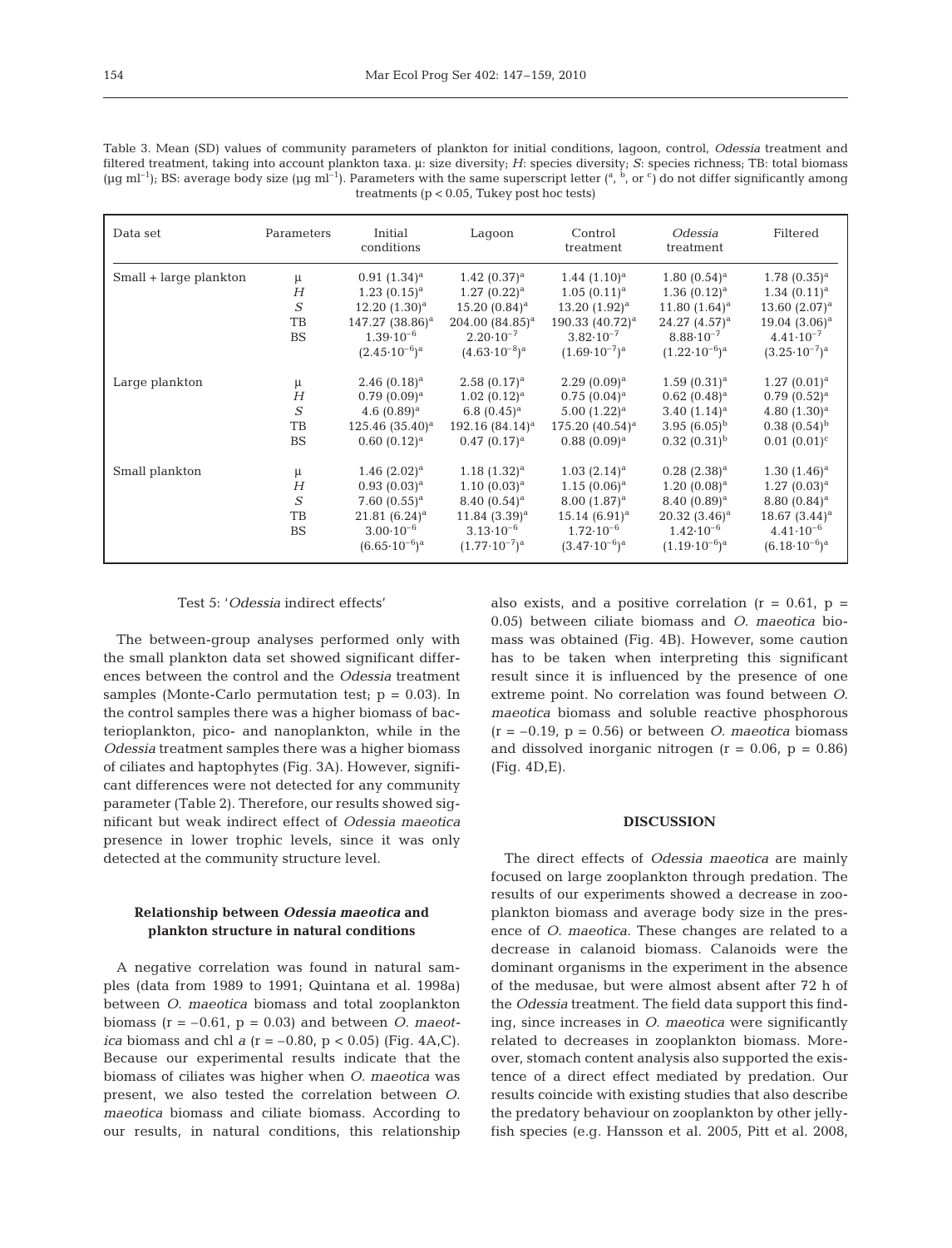Table 3. Mean (SD) values of community parameters of plankton for initial conditions, lagoon, control, *Odessia* treatment and filtered treatment, taking into account plankton taxa. μ: size diversity; *H*: species diversity; *S*: species richness; TB: total biomass (μg ml$^{-1}$); BS: average body size (μg ml$^{-1}$). Parameters with the same superscript letter ($^a$, $^b$, or $^c$) do not differ significantly among treatments ($p < 0.05$, Tukey post hoc tests)

| Data set | Parameters | Initial conditions | Lagoon | Control treatment | *Odessia* treatment | Filtered |
|---|---|---|---|---|---|---|
| Small + large plankton | μ | 0.91 (1.34)$^a$ | 1.42 (0.37)$^a$ | 1.44 (1.10)$^a$ | 1.80 (0.54)$^a$ | 1.78 (0.35)$^a$ |
| | *H* | 1.23 (0.15)$^a$ | 1.27 (0.22)$^a$ | 1.05 (0.11)$^a$ | 1.36 (0.12)$^a$ | 1.34 (0.11)$^a$ |
| | *S* | 12.20 (1.30)$^a$ | 15.20 (0.84)$^a$ | 13.20 (1.92)$^a$ | 11.80 (1.64)$^a$ | 13.60 (2.07)$^a$ |
| | TB | 147.27 (38.86)$^a$ | 204.00 (84.85)$^a$ | 190.33 (40.72)$^a$ | 24.27 (4.57)$^a$ | 19.04 (3.06)$^a$ |
| | BS | $1.39 \cdot 10^{-6}$ $(2.45 \cdot 10^{-6})^a$ | $2.20 \cdot 10^{-7}$ $(4.63 \cdot 10^{-8})^a$ | $3.82 \cdot 10^{-7}$ $(1.69 \cdot 10^{-7})^a$ | $8.88 \cdot 10^{-7}$ $(1.22 \cdot 10^{-6})^a$ | $4.41 \cdot 10^{-7}$ $(3.25 \cdot 10^{-7})^a$ |
| Large plankton | μ | 2.46 (0.18)$^a$ | 2.58 (0.17)$^a$ | 2.29 (0.09)$^a$ | 1.59 (0.31)$^a$ | 1.27 (0.01)$^a$ |
| | *H* | 0.79 (0.09)$^a$ | 1.02 (0.12)$^a$ | 0.75 (0.04)$^a$ | 0.62 (0.48)$^a$ | 0.79 (0.52)$^a$ |
| | *S* | 4.6 (0.89)$^a$ | 6.8 (0.45)$^a$ | 5.00 (1.22)$^a$ | 3.40 (1.14)$^a$ | 4.80 (1.30)$^a$ |
| | TB | 125.46 (35.40)$^a$ | 192.16 (84.14)$^a$ | 175.20 (40.54)$^a$ | 3.95 (6.05)$^b$ | 0.38 (0.54)$^b$ |
| | BS | 0.60 (0.12)$^a$ | 0.47 (0.17)$^a$ | 0.88 (0.09)$^a$ | 0.32 (0.31)$^b$ | 0.01 (0.01)$^c$ |
| Small plankton | μ | 1.46 (2.02)$^a$ | 1.18 (1.32)$^a$ | 1.03 (2.14)$^a$ | 0.28 (2.38)$^a$ | 1.30 (1.46)$^a$ |
| | *H* | 0.93 (0.03)$^a$ | 1.10 (0.03)$^a$ | 1.15 (0.06)$^a$ | 1.20 (0.08)$^a$ | 1.27 (0.03)$^a$ |
| | *S* | 7.60 (0.55)$^a$ | 8.40 (0.54)$^a$ | 8.00 (1.87)$^a$ | 8.40 (0.89)$^a$ | 8.80 (0.84)$^a$ |
| | TB | 21.81 (6.24)$^a$ | 11.84 (3.39)$^a$ | 15.14 (6.91)$^a$ | 20.32 (3.46)$^a$ | 18.67 (3.44)$^a$ |
| | BS | $3.00 \cdot 10^{-6}$ $(6.65 \cdot 10^{-6})^a$ | $3.13 \cdot 10^{-6}$ $(1.77 \cdot 10^{-7})^a$ | $1.72 \cdot 10^{-6}$ $(3.47 \cdot 10^{-6})^a$ | $1.42 \cdot 10^{-6}$ $(1.19 \cdot 10^{-6})^a$ | $4.41 \cdot 10^{-6}$ $(6.18 \cdot 10^{-6})^a$ |

#### Test 5: '*Odessia* indirect effects'

The between-group analyses performed only with the small plankton data set showed significant differences between the control and the *Odessia* treatment samples (Monte-Carlo permutation test; $p = 0.03$). In the control samples there was a higher biomass of bacterioplankton, pico- and nanoplankton, while in the *Odessia* treatment samples there was a higher biomass of ciliates and haptophytes (Fig. 3A). However, significant differences were not detected for any community parameter (Table 2). Therefore, our results showed significant but weak indirect effect of *Odessia maeotica* presence in lower trophic levels, since it was only detected at the community structure level.

### Relationship between *Odessia maeotica* and plankton structure in natural conditions

A negative correlation was found in natural samples (data from 1989 to 1991; Quintana et al. 1998a) between *O. maeotica* biomass and total zooplankton biomass ($r = -0.61$, $p = 0.03$) and between *O. maeotica* biomass and chl *a* ($r = -0.80$, $p < 0.05$) (Fig. 4A,C). Because our experimental results indicate that the biomass of ciliates was higher when *O. maeotica* was present, we also tested the correlation between *O. maeotica* biomass and ciliate biomass. According to our results, in natural conditions, this relationship also exists, and a positive correlation ($r = 0.61$, $p = 0.05$) between ciliate biomass and *O. maeotica* biomass was obtained (Fig. 4B). However, some caution has to be taken when interpreting this significant result since it is influenced by the presence of one extreme point. No correlation was found between *O. maeotica* biomass and soluble reactive phosphorous ($r = -0.19$, $p = 0.56$) or between *O. maeotica* biomass and dissolved inorganic nitrogen ($r = 0.06$, $p = 0.86$) (Fig. 4D,E).

## DISCUSSION

The direct effects of *Odessia maeotica* are mainly focused on large zooplankton through predation. The results of our experiments showed a decrease in zooplankton biomass and average body size in the presence of *O. maeotica*. These changes are related to a decrease in calanoid biomass. Calanoids were the dominant organisms in the experiment in the absence of the medusae, but were almost absent after 72 h of the *Odessia* treatment. The field data support this finding, since increases in *O. maeotica* were significantly related to decreases in zooplankton biomass. Moreover, stomach content analysis also supported the existence of a direct effect mediated by predation. Our results coincide with existing studies that also describe the predatory behaviour on zooplankton by other jellyfish species (e.g. Hansson et al. 2005, Pitt et al. 2008,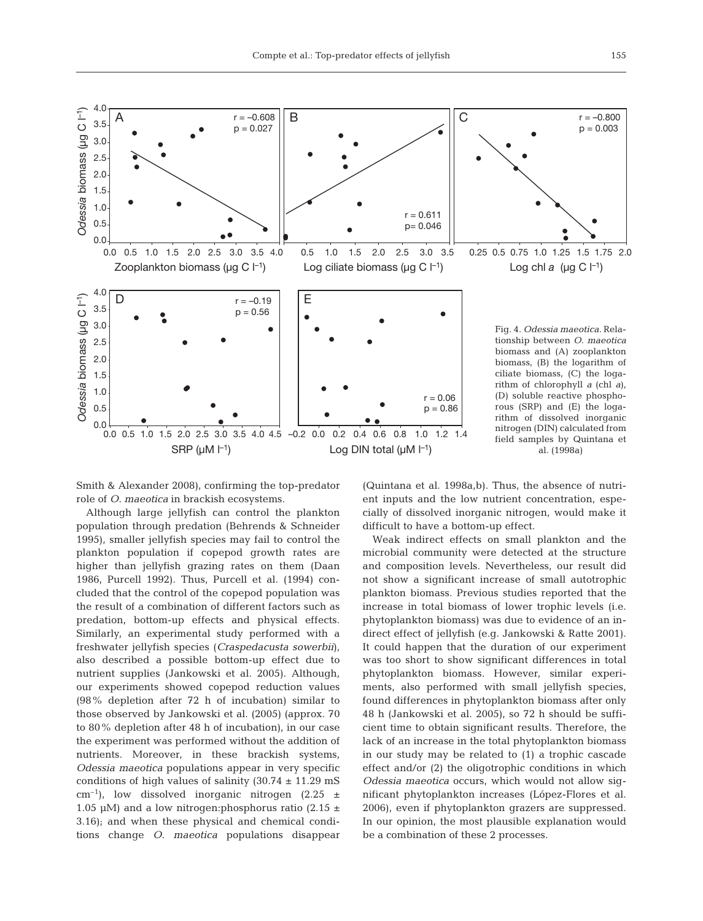Fig. 4. *Odessia maeotica.* Relationship between *O. maeotica* biomass and (A) zooplankton biomass, (B) the logarithm of ciliate biomass, (C) the logarithm of chlorophyll *a* (chl *a*), (D) soluble reactive phosphorous (SRP) and (E) the logarithm of dissolved inorganic nitrogen (DIN) calculated from field samples by Quintana et al. (1998a)

Smith & Alexander 2008), confirming the top-predator role of *O. maeotica* in brackish ecosystems.

Although large jellyfish can control the plankton population through predation (Behrends & Schneider 1995), smaller jellyfish species may fail to control the plankton population if copepod growth rates are higher than jellyfish grazing rates on them (Daan 1986, Purcell 1992). Thus, Purcell et al. (1994) concluded that the control of the copepod population was the result of a combination of different factors such as predation, bottom-up effects and physical effects. Similarly, an experimental study performed with a freshwater jellyfish species (*Craspedacusta sowerbii*), also described a possible bottom-up effect due to nutrient supplies (Jankowski et al. 2005). Although, our experiments showed copepod reduction values (98% depletion after 72 h of incubation) similar to those observed by Jankowski et al. (2005) (approx. 70 to 80% depletion after 48 h of incubation), in our case the experiment was performed without the addition of nutrients. Moreover, in these brackish systems, *Odessia maeotica* populations appear in very specific conditions of high values of salinity ($30.74 \pm 11.29$ mS $cm^{-1}$), low dissolved inorganic nitrogen ($2.25 \pm 1.05$ µM) and a low nitrogen:phosphorus ratio ($2.15 \pm 3.16$); and when these physical and chemical conditions change *O. maeotica* populations disappear (Quintana et al. 1998a,b). Thus, the absence of nutrient inputs and the low nutrient concentration, especially of dissolved inorganic nitrogen, would make it difficult to have a bottom-up effect.

Weak indirect effects on small plankton and the microbial community were detected at the structure and composition levels. Nevertheless, our result did not show a significant increase of small autotrophic plankton biomass. Previous studies reported that the increase in total biomass of lower trophic levels (i.e. phytoplankton biomass) was due to evidence of an indirect effect of jellyfish (e.g. Jankowski & Ratte 2001). It could happen that the duration of our experiment was too short to show significant differences in total phytoplankton biomass. However, similar experiments, also performed with small jellyfish species, found differences in phytoplankton biomass after only 48 h (Jankowski et al. 2005), so 72 h should be sufficient time to obtain significant results. Therefore, the lack of an increase in the total phytoplankton biomass in our study may be related to (1) a trophic cascade effect and/or (2) the oligotrophic conditions in which *Odessia maeotica* occurs, which would not allow significant phytoplankton increases (López-Flores et al. 2006), even if phytoplankton grazers are suppressed. In our opinion, the most plausible explanation would be a combination of these 2 processes.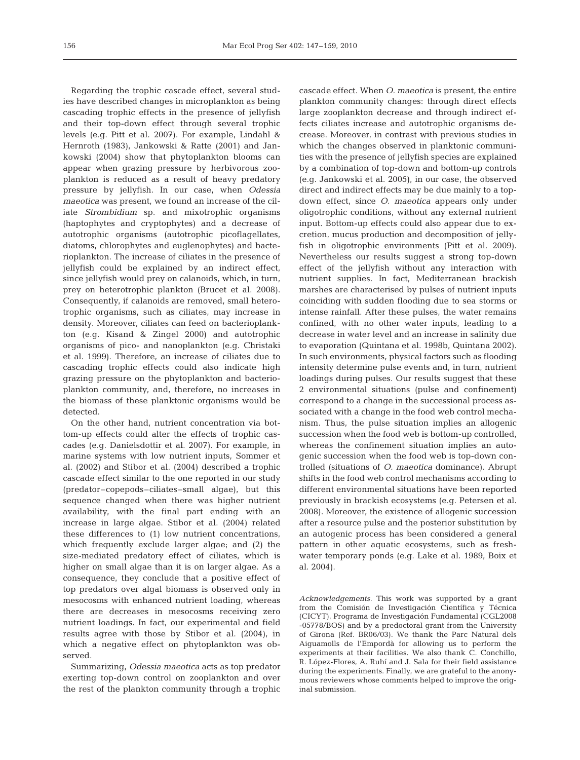Regarding the trophic cascade effect, several studies have described changes in microplankton as being cascading trophic effects in the presence of jellyfish and their top-down effect through several trophic levels (e.g. Pitt et al. 2007). For example, Lindahl & Hernroth (1983), Jankowski & Ratte (2001) and Jankowski (2004) show that phytoplankton blooms can appear when grazing pressure by herbivorous zooplankton is reduced as a result of heavy predatory pressure by jellyfish. In our case, when *Odessia maeotica* was present, we found an increase of the ciliate *Strombidium* sp. and mixotrophic organisms (haptophytes and cryptophytes) and a decrease of autotrophic organisms (autotrophic picoflagellates, diatoms, chlorophytes and euglenophytes) and bacterioplankton. The increase of ciliates in the presence of jellyfish could be explained by an indirect effect, since jellyfish would prey on calanoids, which, in turn, prey on heterotrophic plankton (Brucet et al. 2008). Consequently, if calanoids are removed, small heterotrophic organisms, such as ciliates, may increase in density. Moreover, ciliates can feed on bacterioplankton (e.g. Kisand & Zingel 2000) and autotrophic organisms of pico- and nanoplankton (e.g. Christaki et al. 1999). Therefore, an increase of ciliates due to cascading trophic effects could also indicate high grazing pressure on the phytoplankton and bacterioplankton community, and, therefore, no increases in the biomass of these planktonic organisms would be detected.

On the other hand, nutrient concentration via bottom-up effects could alter the effects of trophic cascades (e.g. Danielsdottir et al. 2007). For example, in marine systems with low nutrient inputs, Sommer et al. (2002) and Stibor et al. (2004) described a trophic cascade effect similar to the one reported in our study (predator–copepods–ciliates–small algae), but this sequence changed when there was higher nutrient availability, with the final part ending with an increase in large algae. Stibor et al. (2004) related these differences to (1) low nutrient concentrations, which frequently exclude larger algae; and (2) the size-mediated predatory effect of ciliates, which is higher on small algae than it is on larger algae. As a consequence, they conclude that a positive effect of top predators over algal biomass is observed only in mesocosms with enhanced nutrient loading, whereas there are decreases in mesocosms receiving zero nutrient loadings. In fact, our experimental and field results agree with those by Stibor et al. (2004), in which a negative effect on phytoplankton was observed.

Summarizing, *Odessia maeotica* acts as top predator exerting top-down control on zooplankton and over the rest of the plankton community through a trophic cascade effect. When *O. maeotica* is present, the entire plankton community changes: through direct effects large zooplankton decrease and through indirect effects ciliates increase and autotrophic organisms decrease. Moreover, in contrast with previous studies in which the changes observed in planktonic communities with the presence of jellyfish species are explained by a combination of top-down and bottom-up controls (e.g. Jankowski et al. 2005), in our case, the observed direct and indirect effects may be due mainly to a top-down effect, since *O. maeotica* appears only under oligotrophic conditions, without any external nutrient input. Bottom-up effects could also appear due to excretion, mucus production and decomposition of jellyfish in oligotrophic environments (Pitt et al. 2009). Nevertheless our results suggest a strong top-down effect of the jellyfish without any interaction with nutrient supplies. In fact, Mediterranean brackish marshes are characterised by pulses of nutrient inputs coinciding with sudden flooding due to sea storms or intense rainfall. After these pulses, the water remains confined, with no other water inputs, leading to a decrease in water level and an increase in salinity due to evaporation (Quintana et al. 1998b, Quintana 2002). In such environments, physical factors such as flooding intensity determine pulse events and, in turn, nutrient loadings during pulses. Our results suggest that these 2 environmental situations (pulse and confinement) correspond to a change in the successional process associated with a change in the food web control mechanism. Thus, the pulse situation implies an allogenic succession when the food web is bottom-up controlled, whereas the confinement situation implies an autogenic succession when the food web is top-down controlled (situations of *O. maeotica* dominance). Abrupt shifts in the food web control mechanisms according to different environmental situations have been reported previously in brackish ecosystems (e.g. Petersen et al. 2008). Moreover, the existence of allogenic succession after a resource pulse and the posterior substitution by an autogenic process has been considered a general pattern in other aquatic ecosystems, such as freshwater temporary ponds (e.g. Lake et al. 1989, Boix et al. 2004).

*Acknowledgements.* This work was supported by a grant from the Comisión de Investigación Científica y Técnica (CICYT), Programa de Investigación Fundamental (CGL2008-05778/BOS) and by a predoctoral grant from the University of Girona (Ref. BR06/03). We thank the Parc Natural dels Aiguamolls de l'Empordà for allowing us to perform the experiments at their facilities. We also thank C. Conchillo, R. López-Flores, A. Ruhí and J. Sala for their field assistance during the experiments. Finally, we are grateful to the anonymous reviewers whose comments helped to improve the original submission.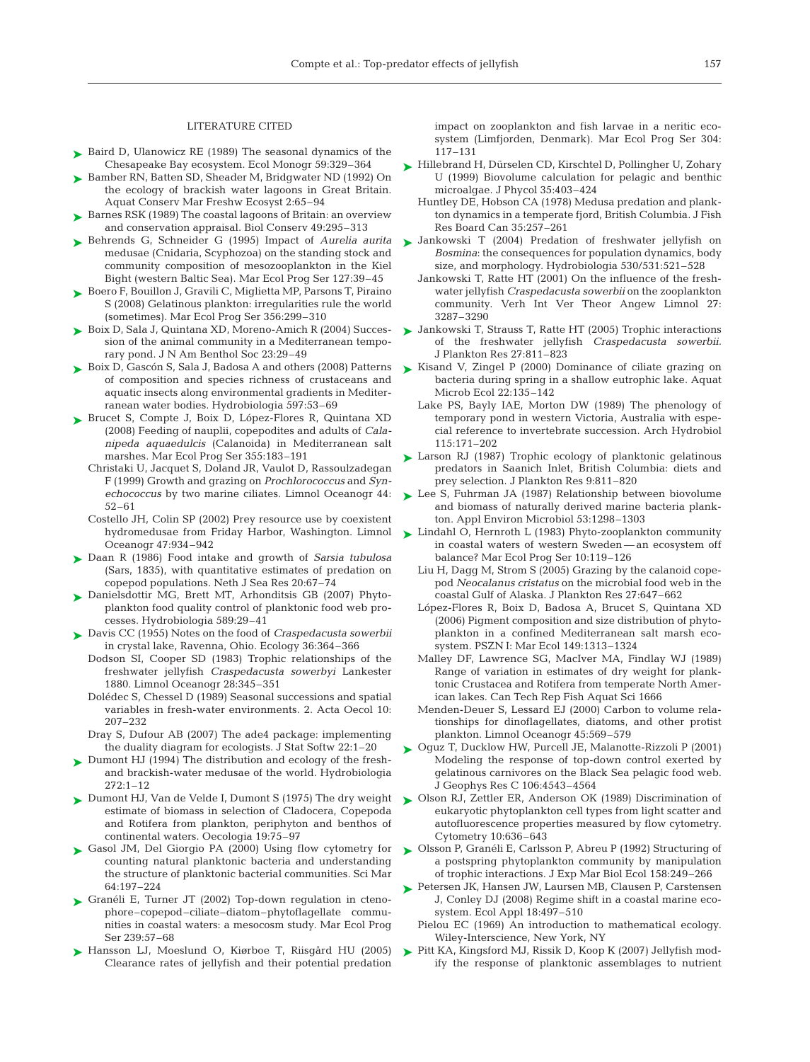## LITERATURE CITED

- Baird D, Ulanowicz RE (1989) The seasonal dynamics of the Chesapeake Bay ecosystem. Ecol Monogr 59:329–364
- Bamber RN, Batten SD, Sheader M, Bridgwater ND (1992) On the ecology of brackish water lagoons in Great Britain. Aquat Conserv Mar Freshw Ecosyst 2:65–94
- Barnes RSK (1989) The coastal lagoons of Britain: an overview and conservation appraisal. Biol Conserv 49:295–313
- Behrends G, Schneider G (1995) Impact of *Aurelia aurita* medusae (Cnidaria, Scyphozoa) on the standing stock and community composition of mesozooplankton in the Kiel Bight (western Baltic Sea). Mar Ecol Prog Ser 127:39–45
- Boero F, Bouillon J, Gravili C, Miglietta MP, Parsons T, Piraino S (2008) Gelatinous plankton: irregularities rule the world (sometimes). Mar Ecol Prog Ser 356:299–310
- Boix D, Sala J, Quintana XD, Moreno-Amich R (2004) Succession of the animal community in a Mediterranean temporary pond. J N Am Benthol Soc 23:29–49
- Boix D, Gascón S, Sala J, Badosa A and others (2008) Patterns of composition and species richness of crustaceans and aquatic insects along environmental gradients in Mediterranean water bodies. Hydrobiologia 597:53–69
- Brucet S, Compte J, Boix D, López-Flores R, Quintana XD (2008) Feeding of nauplii, copepodites and adults of *Calanipeda aquaedulcis* (Calanoida) in Mediterranean salt marshes. Mar Ecol Prog Ser 355:183–191
- Christaki U, Jacquet S, Doland JR, Vaulot D, Rassoulzadegan F (1999) Growth and grazing on *Prochlorococcus* and *Synechococcus* by two marine ciliates. Limnol Oceanogr 44: 52–61
- Costello JH, Colin SP (2002) Prey resource use by coexistent hydromedusae from Friday Harbor, Washington. Limnol Oceanogr 47:934–942
- Daan R (1986) Food intake and growth of *Sarsia tubulosa* (Sars, 1835), with quantitative estimates of predation on copepod populations. Neth J Sea Res 20:67–74
- Danielsdottir MG, Brett MT, Arhonditsis GB (2007) Phytoplankton food quality control of planktonic food web processes. Hydrobiologia 589:29–41
- Davis CC (1955) Notes on the food of *Craspedacusta sowerbii* in crystal lake, Ravenna, Ohio. Ecology 36:364–366
- Dodson SI, Cooper SD (1983) Trophic relationships of the freshwater jellyfish *Craspedacusta sowerbyi* Lankester 1880. Limnol Oceanogr 28:345–351
- Dolédec S, Chessel D (1989) Seasonal successions and spatial variables in fresh-water environments. 2. Acta Oecol 10: 207–232
- Dray S, Dufour AB (2007) The ade4 package: implementing the duality diagram for ecologists. J Stat Softw 22:1–20
- Dumont HJ (1994) The distribution and ecology of the fresh- and brackish-water medusae of the world. Hydrobiologia 272:1–12
- Dumont HJ, Van de Velde I, Dumont S (1975) The dry weight estimate of biomass in selection of Cladocera, Copepoda and Rotifera from plankton, periphyton and benthos of continental waters. Oecologia 19:75–97
- Gasol JM, Del Giorgio PA (2000) Using flow cytometry for counting natural planktonic bacteria and understanding the structure of planktonic bacterial communities. Sci Mar 64:197–224
- Granéli E, Turner JT (2002) Top-down regulation in ctenophore–copepod–ciliate–diatom–phytoflagellate communities in coastal waters: a mesocosm study. Mar Ecol Prog Ser 239:57–68
- Hansson LJ, Moeslund O, Kiørboe T, Riisgård HU (2005) Clearance rates of jellyfish and their potential predation impact on zooplankton and fish larvae in a neritic ecosystem (Limfjorden, Denmark). Mar Ecol Prog Ser 304: 117–131
- Hillebrand H, Dürselen CD, Kirschtel D, Pollingher U, Zohary U (1999) Biovolume calculation for pelagic and benthic microalgae. J Phycol 35:403–424
- Huntley DE, Hobson CA (1978) Medusa predation and plankton dynamics in a temperate fjord, British Columbia. J Fish Res Board Can 35:257–261
- Jankowski T (2004) Predation of freshwater jellyfish on *Bosmina*: the consequences for population dynamics, body size, and morphology. Hydrobiologia 530/531:521–528
- Jankowski T, Ratte HT (2001) On the influence of the freshwater jellyfish *Craspedacusta sowerbii* on the zooplankton community. Verh Int Ver Theor Angew Limnol 27: 3287–3290
- Jankowski T, Strauss T, Ratte HT (2005) Trophic interactions of the freshwater jellyfish *Craspedacusta sowerbii*. J Plankton Res 27:811–823
- Kisand V, Zingel P (2000) Dominance of ciliate grazing on bacteria during spring in a shallow eutrophic lake. Aquat Microb Ecol 22:135–142
- Lake PS, Bayly IAE, Morton DW (1989) The phenology of temporary pond in western Victoria, Australia with especial reference to invertebrate succession. Arch Hydrobiol 115:171–202
- Larson RJ (1987) Trophic ecology of planktonic gelatinous predators in Saanich Inlet, British Columbia: diets and prey selection. J Plankton Res 9:811–820
- Lee S, Fuhrman JA (1987) Relationship between biovolume and biomass of naturally derived marine bacteria plankton. Appl Environ Microbiol 53:1298–1303
- Lindahl O, Hernroth L (1983) Phyto-zooplankton community in coastal waters of western Sweden — an ecosystem off balance? Mar Ecol Prog Ser 10:119–126
- Liu H, Dagg M, Strom S (2005) Grazing by the calanoid copepod *Neocalanus cristatus* on the microbial food web in the coastal Gulf of Alaska. J Plankton Res 27:647–662
- López-Flores R, Boix D, Badosa A, Brucet S, Quintana XD (2006) Pigment composition and size distribution of phytoplankton in a confined Mediterranean salt marsh ecosystem. PSZN I: Mar Ecol 149:1313–1324
- Malley DF, Lawrence SG, MacIver MA, Findlay WJ (1989) Range of variation in estimates of dry weight for planktonic Crustacea and Rotifera from temperate North American lakes. Can Tech Rep Fish Aquat Sci 1666
- Menden-Deuer S, Lessard EJ (2000) Carbon to volume relationships for dinoflagellates, diatoms, and other protist plankton. Limnol Oceanogr 45:569–579
- Oguz T, Ducklow HW, Purcell JE, Malanotte-Rizzoli P (2001) Modeling the response of top-down control exerted by gelatinous carnivores on the Black Sea pelagic food web. J Geophys Res C 106:4543–4564
- Olson RJ, Zettler ER, Anderson OK (1989) Discrimination of eukaryotic phytoplankton cell types from light scatter and autofluorescence properties measured by flow cytometry. Cytometry 10:636–643
- Olsson P, Granéli E, Carlsson P, Abreu P (1992) Structuring of a postspring phytoplankton community by manipulation of trophic interactions. J Exp Mar Biol Ecol 158:249–266
- Petersen JK, Hansen JW, Laursen MB, Clausen P, Carstensen J, Conley DJ (2008) Regime shift in a coastal marine ecosystem. Ecol Appl 18:497–510
- Pielou EC (1969) An introduction to mathematical ecology. Wiley-Interscience, New York, NY
- Pitt KA, Kingsford MJ, Rissik D, Koop K (2007) Jellyfish modify the response of planktonic assemblages to nutrient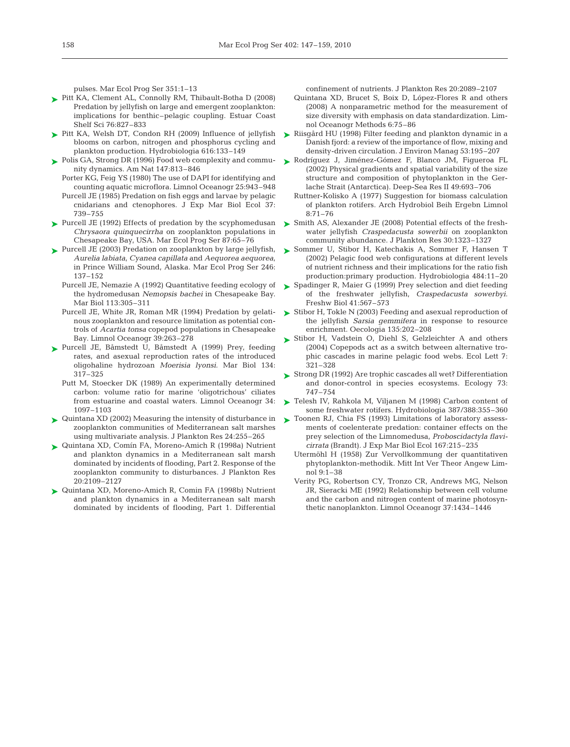pulses. Mar Ecol Prog Ser 351:1–13

Pitt KA, Clement AL, Connolly RM, Thibault-Botha D (2008) Predation by jellyfish on large and emergent zooplankton: implications for benthic–pelagic coupling. Estuar Coast Shelf Sci 76:827–833

Pitt KA, Welsh DT, Condon RH (2009) Influence of jellyfish blooms on carbon, nitrogen and phosphorus cycling and plankton production. Hydrobiologia 616:133–149

Polis GA, Strong DR (1996) Food web complexity and community dynamics. Am Nat 147:813–846

Porter KG, Feig YS (1980) The use of DAPI for identifying and counting aquatic microflora. Limnol Oceanogr 25:943–948

Purcell JE (1985) Predation on fish eggs and larvae by pelagic cnidarians and ctenophores. J Exp Mar Biol Ecol 37: 739–755

Purcell JE (1992) Effects of predation by the scyphomedusan *Chrysaora quinquecirrha* on zooplankton populations in Chesapeake Bay, USA. Mar Ecol Prog Ser 87:65–76

Purcell JE (2003) Predation on zooplankton by large jellyfish, *Aurelia labiata*, *Cyanea capillata* and *Aequorea aequorea*, in Prince William Sound, Alaska. Mar Ecol Prog Ser 246: 137–152

Purcell JE, Nemazie A (1992) Quantitative feeding ecology of the hydromedusan *Nemopsis bachei* in Chesapeake Bay. Mar Biol 113:305–311

Purcell JE, White JR, Roman MR (1994) Predation by gelatinous zooplankton and resource limitation as potential controls of *Acartia tonsa* copepod populations in Chesapeake Bay. Limnol Oceanogr 39:263–278

Purcell JE, Båmstedt U, Båmstedt A (1999) Prey, feeding rates, and asexual reproduction rates of the introduced oligohaline hydrozoan *Moerisia lyonsi.* Mar Biol 134: 317–325

Putt M, Stoecker DK (1989) An experimentally determined carbon: volume ratio for marine 'oligotrichous' ciliates from estuarine and coastal waters. Limnol Oceanogr 34: 1097–1103

Quintana XD (2002) Measuring the intensity of disturbance in zooplankton communities of Mediterranean salt marshes using multivariate analysis. J Plankton Res 24:255–265

Quintana XD, Comín FA, Moreno-Amich R (1998a) Nutrient and plankton dynamics in a Mediterranean salt marsh dominated by incidents of flooding, Part 2. Response of the zooplankton community to disturbances. J Plankton Res 20:2109–2127

Quintana XD, Moreno-Amich R, Comin FA (1998b) Nutrient and plankton dynamics in a Mediterranean salt marsh dominated by incidents of flooding, Part 1. Differential confinement of nutrients. J Plankton Res 20:2089–2107

Quintana XD, Brucet S, Boix D, López-Flores R and others (2008) A nonparametric method for the measurement of size diversity with emphasis on data standardization. Limnol Oceanogr Methods 6:75–86

Riisgård HU (1998) Filter feeding and plankton dynamic in a Danish fjord: a review of the importance of flow, mixing and density-driven circulation. J Environ Manag 53:195–207

Rodríguez J, Jiménez-Gómez F, Blanco JM, Figueroa FL (2002) Physical gradients and spatial variability of the size structure and composition of phytoplankton in the Gerlache Strait (Antarctica). Deep-Sea Res II 49:693–706

Ruttner-Kolisko A (1977) Suggestion for biomass calculation of plankton rotifers. Arch Hydrobiol Beih Ergebn Limnol 8:71–76

Smith AS, Alexander JE (2008) Potential effects of the freshwater jellyfish *Craspedacusta sowerbii* on zooplankton community abundance. J Plankton Res 30:1323–1327

Sommer U, Stibor H, Katechakis A, Sommer F, Hansen T (2002) Pelagic food web configurations at different levels of nutrient richness and their implications for the ratio fish production:primary production. Hydrobiologia 484:11–20

Spadinger R, Maier G (1999) Prey selection and diet feeding of the freshwater jellyfish, *Craspedacusta sowerbyi*. Freshw Biol 41:567–573

Stibor H, Tokle N (2003) Feeding and asexual reproduction of the jellyfish *Sarsia gemmifera* in response to resource enrichment. Oecologia 135:202–208

Stibor H, Vadstein O, Diehl S, Gelzleichter A and others (2004) Copepods act as a switch between alternative trophic cascades in marine pelagic food webs. Ecol Lett 7: 321–328

Strong DR (1992) Are trophic cascades all wet? Differentiation and donor-control in species ecosystems. Ecology 73: 747–754

Telesh IV, Rahkola M, Viljanen M (1998) Carbon content of some freshwater rotifers. Hydrobiologia 387/388:355–360

Toonen RJ, Chia FS (1993) Limitations of laboratory assessments of coelenterate predation: container effects on the prey selection of the Limnomedusa, *Proboscidactyla flavicirrata* (Brandt). J Exp Mar Biol Ecol 167:215–235

Utermöhl H (1958) Zur Vervollkommung der quantitativen phytoplankton-methodik. Mitt Int Ver Theor Angew Limnol 9:1–38

Verity PG, Robertson CY, Tronzo CR, Andrews MG, Nelson JR, Sieracki ME (1992) Relationship between cell volume and the carbon and nitrogen content of marine photosynthetic nanoplankton. Limnol Oceanogr 37:1434–1446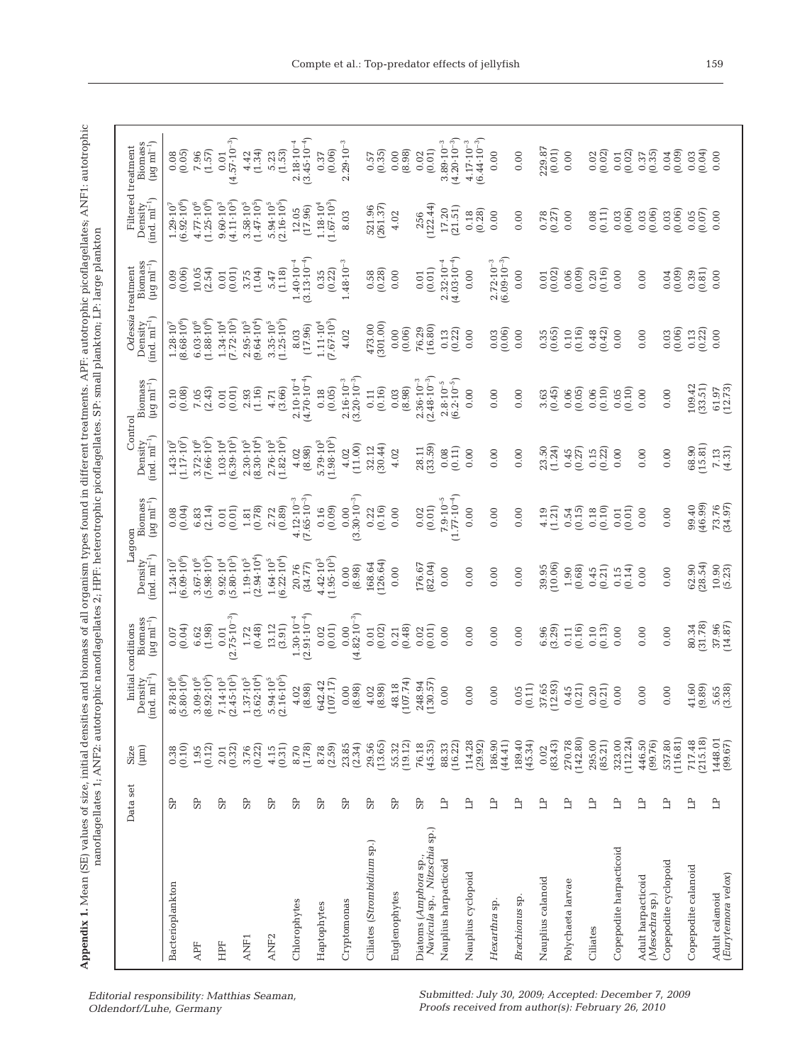**Appendix 1.** Mean (SE) values of size, initial densities and biomass of all organism types found in different treatments. APF: autotrophic picoflagellates; ANF1: autotrophic nanoflagellates 1; ANF2: autotrophic nanoflagellates 2; HPF: heterotrophic picoflagellates. SP: small plankton; LP: large plankton

| | Data set | Size (µm) | Initial conditions | | Lagoon | | Control | | *Odessia* treatment | | Filtered treatment | |
|---|---|---|---|---|---|---|---|---|---|---|---|---|
| | | | Density (ind. ml$^{-1}$) | Biomass (µg ml$^{-1}$) | Density (ind. ml$^{-1}$) | Biomass (µg ml$^{-1}$) | Density (ind. ml$^{-1}$) | Biomass (µg ml$^{-1}$) | Density (ind. ml$^{-1}$) | Biomass (µg ml$^{-1}$) | Density (ind. ml$^{-1}$) | Biomass (µg ml$^{-1}$) |
| Bacterioplankton | SP | 0.38 (0.10) | $8.78 \cdot 10^{6}$ ($5.80 \cdot 10^{6}$) | 0.07 (0.04) | $1.24 \cdot 10^{7}$ ($6.09 \cdot 10^{6}$) | 0.08 (0.04) | $1.43 \cdot 10^{7}$ ($1.17 \cdot 10^{7}$) | 0.10 (0.08) | $1.28 \cdot 10^{7}$ ($8.68 \cdot 10^{6}$) | 0.09 (0.06) | $1.29 \cdot 10^{7}$ ($6.92 \cdot 10^{6}$) | 0.08 (0.05) |
| APF | SP | 1.95 (0.12) | $3.09 \cdot 10^{6}$ ($8.92 \cdot 10^{5}$) | 6.62 (1.98) | $3.67 \cdot 10^{6}$ ($5.98 \cdot 10^{5}$) | 6.83 (2.14) | $3.72 \cdot 10^{6}$ ($7.66 \cdot 10^{5}$) | 7.05 (2.43) | $6.03 \cdot 10^{6}$ ($1.88 \cdot 10^{6}$) | 10.05 (2.54) | $4.77 \cdot 10^{6}$ ($1.25 \cdot 10^{6}$) | 7.96 (1.57) |
| HPF | SP | 2.01 (0.32) | $7.14 \cdot 10^{3}$ ($2.45 \cdot 10^{3}$) | 0.01 ($2.75 \cdot 10^{-3}$) | $9.92 \cdot 10^{4}$ ($5.80 \cdot 10^{3}$) | 0.01 (0.01) | $1.03 \cdot 10^{4}$ ($6.39 \cdot 10^{3}$) | 0.01 (0.01) | $1.34 \cdot 10^{4}$ ($7.72 \cdot 10^{3}$) | 0.01 (0.01) | $9.60 \cdot 10^{3}$ ($4.11 \cdot 10^{3}$) | 0.01 ($4.57 \cdot 10^{-3}$) |
| ANF1 | SP | 3.76 (0.22) | $1.37 \cdot 10^{5}$ ($3.62 \cdot 10^{4}$) | 1.72 (0.48) | $1.19 \cdot 10^{5}$ ($2.94 \cdot 10^{4}$) | 1.81 (0.78) | $2.30 \cdot 10^{5}$ ($8.30 \cdot 10^{4}$) | 2.93 (1.16) | $2.95 \cdot 10^{5}$ ($9.64 \cdot 10^{4}$) | 3.75 (1.04) | $3.58 \cdot 10^{5}$ ($1.47 \cdot 10^{5}$) | 4.42 (1.34) |
| ANF2 | SP | 4.15 (0.31) | $5.94 \cdot 10^{5}$ ($2.16 \cdot 10^{5}$) | 13.12 (3.91) | $1.64 \cdot 10^{5}$ ($6.22 \cdot 10^{4}$) | 2.72 (0.89) | $2.76 \cdot 10^{5}$ ($1.82 \cdot 10^{5}$) | 4.71 (3.66) | $3.35 \cdot 10^{5}$ ($1.25 \cdot 10^{5}$) | 5.47 (1.18) | $5.94 \cdot 10^{5}$ ($2.16 \cdot 10^{5}$) | 5.23 (1.53) |
| Chlorophytes | SP | 8.70 (1.78) | 4.02 (8.98) | $1.30 \cdot 10^{-4}$ ($2.91 \cdot 10^{-4}$) | 20.76 (34.77) | $4.12 \cdot 10^{-3}$ ($7.65 \cdot 10^{-3}$) | 4.02 (8.98) | $2.10 \cdot 10^{-4}$ ($4.70 \cdot 10^{-4}$) | 8.03 (17.96) | $1.40 \cdot 10^{-4}$ ($3.13 \cdot 10^{-4}$) | 12.05 (17.96) | $2.18 \cdot 10^{-4}$ ($3.45 \cdot 10^{-4}$) |
| Haptophytes | SP | 8.78 (2.59) | 642.42 (107.17) | 0.02 (0.01) | $4.42 \cdot 10^{3}$ ($1.95 \cdot 10^{3}$) | 0.16 (0.09) | $5.79 \cdot 10^{3}$ ($1.98 \cdot 10^{3}$) | 0.18 (0.05) | $1.11 \cdot 10^{4}$ ($7.67 \cdot 10^{3}$) | 0.35 (0.22) | $1.18 \cdot 10^{4}$ ($1.67 \cdot 10^{3}$) | 0.37 (0.06) |
| Cryptomonas | SP | 23.85 (2.34) | 0.00 (8.98) | 0.00 ($4.82 \cdot 10^{-3}$) | 0.00 (8.98) | 0.00 ($3.30 \cdot 10^{-3}$) | 4.02 (11.00) | $2.16 \cdot 10^{-3}$ ($3.20 \cdot 10^{-3}$) | 4.02 | $1.48 \cdot 10^{-3}$ | 8.03 | $2.29 \cdot 10^{-3}$ |
| Ciliates (*Strombidium* sp.) | SP | 29.56 (13.65) | 4.02 (8.98) | 0.01 (0.02) | 168.64 (126.64) | 0.22 (0.16) | 32.12 (30.44) | 0.11 (0.16) | 473.00 (301.00) | 0.58 (0.28) | 521.96 (261.37) | 0.57 (0.35) |
| Euglenophytes | SP | 55.32 (19.12) | 48.18 (107.74) | 0.21 (0.48) | 0.00 | 0.00 | 4.02 | 0.03 (8.98) | 0.00 (0.06) | 0.00 | 4.02 | 0.00 (8.98) |
| Diatoms (*Amphora* sp., *Navicula* sp., *Nitzschia* sp.) | SP | 76.18 (45.35) | 248.94 (130.57) | 0.02 (0.01) | 176.67 (82.04) | 0.02 (0.01) | 28.11 (33.59) | $2.36 \cdot 10^{-3}$ ($2.48 \cdot 10^{-3}$) | 76.29 (16.80) | 0.01 (0.01) | 256 (122.44) | 0.02 (0.01) |
| Nauplius harpacticoid | LP | 88.33 (16.22) | 0.00 | 0.00 | 0.00 | $7.9 \cdot 10^{-5}$ ($1.77 \cdot 10^{-4}$) | 0.08 (0.11) | $2.8 \cdot 10^{-5}$ ($6.2 \cdot 10^{-5}$) | 0.13 (0.22) | $2.32 \cdot 10^{-4}$ ($4.03 \cdot 10^{-4}$) | 17.20 (21.51) | $3.89 \cdot 10^{-3}$ ($4.20 \cdot 10^{-3}$) |
| Nauplius cyclopoid | LP | 114.28 (29.92) | 0.00 | 0.00 | 0.00 | 0.00 | 0.00 | 0.00 | 0.00 | 0.00 | 0.18 (0.28) | $4.17 \cdot 10^{-3}$ ($6.44 \cdot 10^{-3}$) |
| *Hexarthra* sp. | LP | 186.90 (44.41) | 0.00 | 0.00 | 0.00 | 0.00 | 0.00 | 0.00 | 0.03 (0.06) | $2.72 \cdot 10^{-3}$ ($6.09 \cdot 10^{-3}$) | 0.00 | 0.00 |
| *Brachionus* sp. | LP | 189.40 (45.34) | 0.05 (0.11) | 0.00 | 0.00 | 0.00 | 0.00 | 0.00 | 0.00 | 0.00 | 0.00 | 0.00 |
| Nauplius calanoid | LP | 0.02 (83.43) | 37.65 (12.93) | 6.96 (3.29) | 39.95 (10.06) | 4.19 (1.21) | 23.50 (1.24) | 3.63 (0.45) | 0.35 (0.65) | 0.01 (0.02) | 0.78 (0.27) | 229.87 (0.01) |
| Polychaeta larvae | LP | 270.78 (142.80) | 0.45 (0.21) | 0.11 (0.16) | 1.90 (0.68) | 0.54 (0.15) | 0.45 (0.27) | 0.06 (0.05) | 0.10 (0.16) | 0.06 (0.09) | 0.00 | 0.00 |
| Ciliates | LP | 295.00 (85.21) | 0.20 (0.21) | 0.10 (0.13) | 0.45 (0.21) | 0.18 (0.10) | 0.15 (0.22) | 0.06 (0.10) | 0.48 (0.42) | 0.20 (0.16) | 0.08 (0.11) | 0.02 (0.02) |
| Copepodite harpacticoid | LP | 323.00 (112.24) | 0.00 | 0.00 | 0.15 (0.14) | 0.01 (0.01) | 0.00 | 0.05 (0.10) | 0.00 | 0.00 | 0.03 (0.06) | 0.01 (0.02) |
| Adult harpacticoid (*Mesochra* sp.) | LP | 446.50 (99.76) | 0.00 | 0.00 | 0.00 | 0.00 | 0.00 | 0.00 | 0.00 | 0.00 | 0.03 (0.06) | 0.37 (0.35) |
| Copepodite cyclopoid | LP | 537.80 (116.81) | 0.00 | 0.00 | 0.00 | 0.00 | 0.00 | 0.00 | 0.03 (0.06) | 0.04 (0.09) | 0.03 (0.06) | 0.04 (0.09) |
| Copepodite calanoid | LP | 717.48 (215.18) | 41.60 (9.89) | 80.34 (31.78) | 62.90 (28.54) | 99.40 (46.99) | 68.90 (15.81) | 109.42 (33.51) | 0.13 (0.22) | 0.39 (0.81) | 0.05 (0.07) | 0.03 (0.04) |
| Adult calanoid (*Eurytemora velox*) | LP | 1448.01 (99.67) | 5.65 (3.38) | 37.96 (14.87) | 10.90 (5.23) | 73.76 (34.97) | 7.13 (4.31) | 61.97 (12.73) | 0.00 | 0.00 | 0.00 | 0.00 |

*Editorial responsibility: Matthias Seaman, Oldendorf/Luhe, Germany*

*Submitted: July 30, 2009; Accepted: December 7, 2009*
*Proofs received from author(s): February 26, 2010*